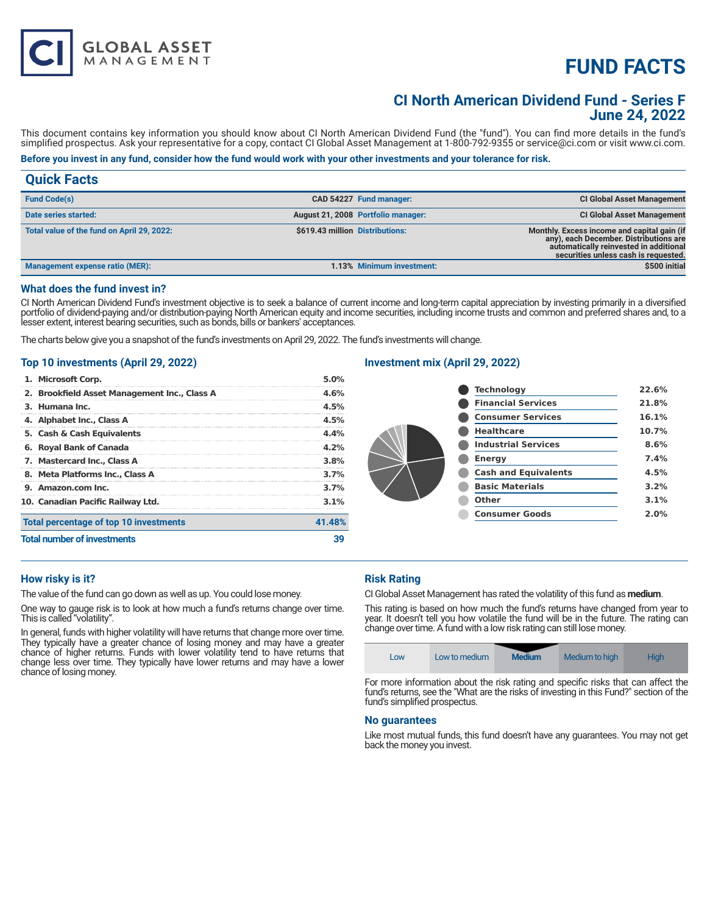CI GLOBAL ASSET MANAGEMENT

# FUND FACTS

## CI North American Dividend Fund - Series F
## June 24, 2022

This document contains key information you should know about CI North American Dividend Fund (the "fund"). You can find more details in the fund's simplified prospectus. Ask your representative for a copy, contact CI Global Asset Management at 1-800-792-9355 or service@ci.com or visit www.ci.com.

**Before you invest in any fund, consider how the fund would work with your other investments and your tolerance for risk.**

## Quick Facts

| | | | |
|---|---|---|---|
| **Fund Code(s)** | CAD 54227 | **Fund manager:** | CI Global Asset Management |
| **Date series started:** | August 21, 2008 | **Portfolio manager:** | CI Global Asset Management |
| **Total value of the fund on April 29, 2022:** | $619.43 million | **Distributions:** | Monthly. Excess income and capital gain (if any), each December. Distributions are automatically reinvested in additional securities unless cash is requested. |
| **Management expense ratio (MER):** | 1.13% | **Minimum investment:** | $500 initial |

### What does the fund invest in?

CI North American Dividend Fund's investment objective is to seek a balance of current income and long-term capital appreciation by investing primarily in a diversified portfolio of dividend-paying and/or distribution-paying North American equity and income securities, including income trusts and common and preferred shares and, to a lesser extent, interest bearing securities, such as bonds, bills or bankers' acceptances.

The charts below give you a snapshot of the fund's investments on April 29, 2022. The fund's investments will change.

### Top 10 investments (April 29, 2022)

| | |
|---|---|
| 1. Microsoft Corp. | 5.0% |
| 2. Brookfield Asset Management Inc., Class A | 4.6% |
| 3. Humana Inc. | 4.5% |
| 4. Alphabet Inc., Class A | 4.5% |
| 5. Cash & Cash Equivalents | 4.4% |
| 6. Royal Bank of Canada | 4.2% |
| 7. Mastercard Inc., Class A | 3.8% |
| 8. Meta Platforms Inc., Class A | 3.7% |
| 9. Amazon.com Inc. | 3.7% |
| 10. Canadian Pacific Railway Ltd. | 3.1% |
| **Total percentage of top 10 investments** | **41.48%** |
| **Total number of investments** | **39** |

### Investment mix (April 29, 2022)

| | |
|---|---|
| Technology | 22.6% |
| Financial Services | 21.8% |
| Consumer Services | 16.1% |
| Healthcare | 10.7% |
| Industrial Services | 8.6% |
| Energy | 7.4% |
| Cash and Equivalents | 4.5% |
| Basic Materials | 3.2% |
| Other | 3.1% |
| Consumer Goods | 2.0% |

### How risky is it?

The value of the fund can go down as well as up. You could lose money.

One way to gauge risk is to look at how much a fund's returns change over time. This is called "volatility".

In general, funds with higher volatility will have returns that change more over time. They typically have a greater chance of losing money and may have a greater chance of higher returns. Funds with lower volatility tend to have returns that change less over time. They typically have lower returns and may have a lower chance of losing money.

### Risk Rating

CI Global Asset Management has rated the volatility of this fund as **medium**.

This rating is based on how much the fund's returns have changed from year to year. It doesn't tell you how volatile the fund will be in the future. The rating can change over time. A fund with a low risk rating can still lose money.

| Low | Low to medium | **Medium** | Medium to high | High |
|---|---|---|---|---|

For more information about the risk rating and specific risks that can affect the fund's returns, see the "What are the risks of investing in this Fund?" section of the fund's simplified prospectus.

### No guarantees

Like most mutual funds, this fund doesn't have any guarantees. You may not get back the money you invest.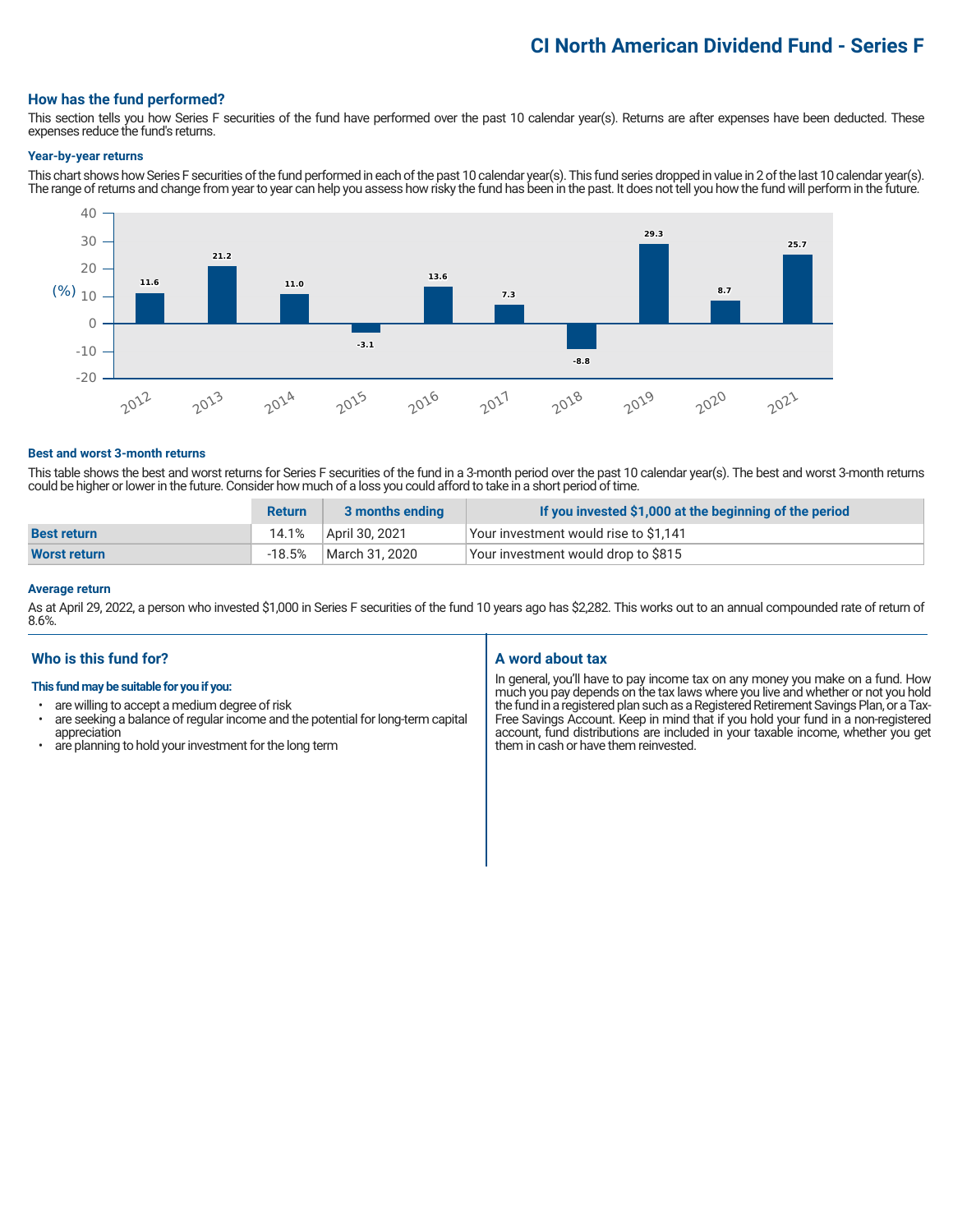# CI North American Dividend Fund - Series F

## How has the fund performed?

This section tells you how Series F securities of the fund have performed over the past 10 calendar year(s). Returns are after expenses have been deducted. These expenses reduce the fund's returns.

### Year-by-year returns

This chart shows how Series F securities of the fund performed in each of the past 10 calendar year(s). This fund series dropped in value in 2 of the last 10 calendar year(s). The range of returns and change from year to year can help you assess how risky the fund has been in the past. It does not tell you how the fund will perform in the future.

| Year | 2012 | 2013 | 2014 | 2015 | 2016 | 2017 | 2018 | 2019 | 2020 | 2021 |
|---|---|---|---|---|---|---|---|---|---|---|
| Return (%) | 11.6 | 21.2 | 11.0 | -3.1 | 13.6 | 7.3 | -8.8 | 29.3 | 8.7 | 25.7 |

### Best and worst 3-month returns

This table shows the best and worst returns for Series F securities of the fund in a 3-month period over the past 10 calendar year(s). The best and worst 3-month returns could be higher or lower in the future. Consider how much of a loss you could afford to take in a short period of time.

| | Return | 3 months ending | If you invested $1,000 at the beginning of the period |
|---|---|---|---|
| **Best return** | 14.1% | April 30, 2021 | Your investment would rise to $1,141 |
| **Worst return** | -18.5% | March 31, 2020 | Your investment would drop to $815 |

### Average return

As at April 29, 2022, a person who invested $1,000 in Series F securities of the fund 10 years ago has $2,282. This works out to an annual compounded rate of return of 8.6%.

## Who is this fund for?

**This fund may be suitable for you if you:**

- are willing to accept a medium degree of risk
- are seeking a balance of regular income and the potential for long-term capital appreciation
- are planning to hold your investment for the long term

## A word about tax

In general, you'll have to pay income tax on any money you make on a fund. How much you pay depends on the tax laws where you live and whether or not you hold the fund in a registered plan such as a Registered Retirement Savings Plan, or a Tax-Free Savings Account. Keep in mind that if you hold your fund in a non-registered account, fund distributions are included in your taxable income, whether you get them in cash or have them reinvested.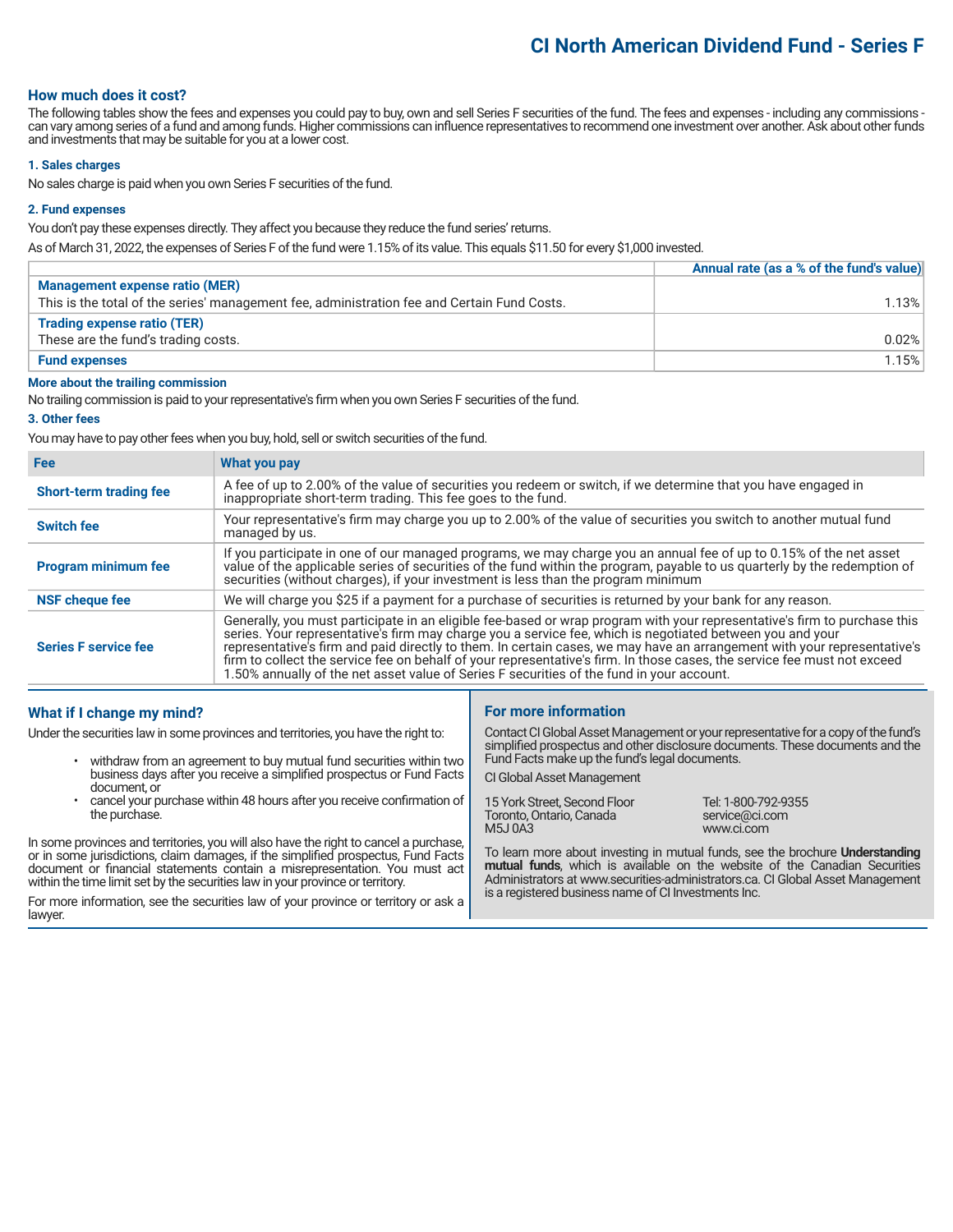## How much does it cost?

The following tables show the fees and expenses you could pay to buy, own and sell Series F securities of the fund. The fees and expenses - including any commissions - can vary among series of a fund and among funds. Higher commissions can influence representatives to recommend one investment over another. Ask about other funds and investments that may be suitable for you at a lower cost.

### 1. Sales charges

No sales charge is paid when you own Series F securities of the fund.

### 2. Fund expenses

You don't pay these expenses directly. They affect you because they reduce the fund series' returns.

As of March 31, 2022, the expenses of Series F of the fund were 1.15% of its value. This equals $11.50 for every $1,000 invested.

| | Annual rate (as a % of the fund's value) |
|---|---|
| **Management expense ratio (MER)**<br>This is the total of the series' management fee, administration fee and Certain Fund Costs. | 1.13% |
| **Trading expense ratio (TER)**<br>These are the fund's trading costs. | 0.02% |
| **Fund expenses** | 1.15% |

#### More about the trailing commission

No trailing commission is paid to your representative's firm when you own Series F securities of the fund.

### 3. Other fees

You may have to pay other fees when you buy, hold, sell or switch securities of the fund.

| Fee | What you pay |
|---|---|
| **Short-term trading fee** | A fee of up to 2.00% of the value of securities you redeem or switch, if we determine that you have engaged in inappropriate short-term trading. This fee goes to the fund. |
| **Switch fee** | Your representative's firm may charge you up to 2.00% of the value of securities you switch to another mutual fund managed by us. |
| **Program minimum fee** | If you participate in one of our managed programs, we may charge you an annual fee of up to 0.15% of the net asset value of the applicable series of securities of the fund within the program, payable to us quarterly by the redemption of securities (without charges), if your investment is less than the program minimum |
| **NSF cheque fee** | We will charge you $25 if a payment for a purchase of securities is returned by your bank for any reason. |
| **Series F service fee** | Generally, you must participate in an eligible fee-based or wrap program with your representative's firm to purchase this series. Your representative's firm may charge you a service fee, which is negotiated between you and your representative's firm and paid directly to them. In certain cases, we may have an arrangement with your representative's firm to collect the service fee on behalf of your representative's firm. In those cases, the service fee must not exceed 1.50% annually of the net asset value of Series F securities of the fund in your account. |

## What if I change my mind?

Under the securities law in some provinces and territories, you have the right to:

- withdraw from an agreement to buy mutual fund securities within two business days after you receive a simplified prospectus or Fund Facts document, or
- cancel your purchase within 48 hours after you receive confirmation of the purchase.

In some provinces and territories, you will also have the right to cancel a purchase, or in some jurisdictions, claim damages, if the simplified prospectus, Fund Facts document or financial statements contain a misrepresentation. You must act within the time limit set by the securities law in your province or territory.

For more information, see the securities law of your province or territory or ask a lawyer.

## For more information

Contact CI Global Asset Management or your representative for a copy of the fund's simplified prospectus and other disclosure documents. These documents and the Fund Facts make up the fund's legal documents.

CI Global Asset Management

15 York Street, Second Floor
Toronto, Ontario, Canada
M5J 0A3

Tel: 1-800-792-9355
service@ci.com
www.ci.com

To learn more about investing in mutual funds, see the brochure **Understanding mutual funds**, which is available on the website of the Canadian Securities Administrators at www.securities-administrators.ca. CI Global Asset Management is a registered business name of CI Investments Inc.